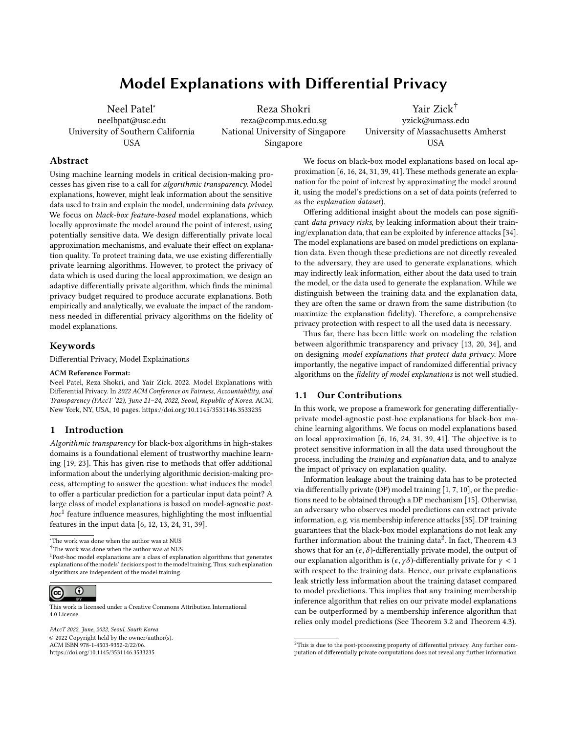# Model Explanations with Differential Privacy

Neel Patel*
neelbpat@usc.edu
University of Southern California
USA

Reza Shokri
reza@comp.nus.edu.sg
National University of Singapore
Singapore

Yair Zick†
yzick@umass.edu
University of Massachusetts Amherst
USA

## Abstract

Using machine learning models in critical decision-making processes has given rise to a call for *algorithmic transparency*. Model explanations, however, might leak information about the sensitive data used to train and explain the model, undermining data *privacy*. We focus on *black-box feature-based* model explanations, which locally approximate the model around the point of interest, using potentially sensitive data. We design differentially private local approximation mechanisms, and evaluate their effect on explanation quality. To protect training data, we use existing differentially private learning algorithms. However, to protect the privacy of data which is used during the local approximation, we design an adaptive differentially private algorithm, which finds the minimal privacy budget required to produce accurate explanations. Both empirically and analytically, we evaluate the impact of the randomness needed in differential privacy algorithms on the fidelity of model explanations.

## Keywords

Differential Privacy, Model Explainations

**ACM Reference Format:**
Neel Patel, Reza Shokri, and Yair Zick. 2022. Model Explanations with Differential Privacy. In *2022 ACM Conference on Fairness, Accountability, and Transparency (FAccT '22), June 21–24, 2022, Seoul, Republic of Korea.* ACM, New York, NY, USA, 10 pages. https://doi.org/10.1145/3531146.3533235

## 1 Introduction

*Algorithmic transparency* for black-box algorithms in high-stakes domains is a foundational element of trustworthy machine learning [19, 23]. This has given rise to methods that offer additional information about the underlying algorithmic decision-making process, attempting to answer the question: what induces the model to offer a particular prediction for a particular input data point? A large class of model explanations is based on model-agnostic *post-hoc*[1] feature influence measures, highlighting the most influential features in the input data [6, 12, 13, 24, 31, 39].

We focus on black-box model explanations based on local approximation [6, 16, 24, 31, 39, 41]. These methods generate an explanation for the point of interest by approximating the model around it, using the model's predictions on a set of data points (referred to as the *explanation dataset*).

Offering additional insight about the models can pose significant *data privacy risks*, by leaking information about their training/explanation data, that can be exploited by inference attacks [34]. The model explanations are based on model predictions on explanation data. Even though these predictions are not directly revealed to the adversary, they are used to generate explanations, which may indirectly leak information, either about the data used to train the model, or the data used to generate the explanation. While we distinguish between the training data and the explanation data, they are often the same or drawn from the same distribution (to maximize the explanation fidelity). Therefore, a comprehensive privacy protection with respect to all the used data is necessary.

Thus far, there has been little work on modeling the relation between algorithmic transparency and privacy [13, 20, 34], and on designing *model explanations that protect data privacy*. More importantly, the negative impact of randomized differential privacy algorithms on the *fidelity of model explanations* is not well studied.

### 1.1 Our Contributions

In this work, we propose a framework for generating differentially-private model-agnostic post-hoc explanations for black-box machine learning algorithms. We focus on model explanations based on local approximation [6, 16, 24, 31, 39, 41]. The objective is to protect sensitive information in all the data used throughout the process, including the *training* and *explanation* data, and to analyze the impact of privacy on explanation quality.

Information leakage about the training data has to be protected via differentially private (DP) model training [1, 7, 10], or the predictions need to be obtained through a DP mechanism [15]. Otherwise, an adversary who observes model predictions can extract private information, e.g. via membership inference attacks [35]. DP training guarantees that the black-box model explanations do not leak any further information about the training data[2]. In fact, Theorem 4.3 shows that for an $(\epsilon, \delta)$-differentially private model, the output of our explanation algorithm is $(\epsilon, \gamma\delta)$-differentially private for $\gamma < 1$ with respect to the training data. Hence, our private explanations leak strictly less information about the training dataset compared to model predictions. This implies that any training membership inference algorithm that relies on our private model explanations can be outperformed by a membership inference algorithm that relies only model predictions (See Theorem 3.2 and Theorem 4.3).

---

*The work was done when the author was at NUS

†The work was done when the author was at NUS

[1]Post-hoc model explanations are a class of explanation algorithms that generates explanations of the models' decisions post to the model training. Thus, such explanation algorithms are independent of the model training.

[2]This is due to the post-processing property of differential privacy. Any further computation of differentially private computations does not reveal any further information

This work is licensed under a Creative Commons Attribution International 4.0 License.

*FAccT 2022, June, 2022, Seoul, South Korea*
© 2022 Copyright held by the owner/author(s).
ACM ISBN 978-1-4503-9352-2/22/06.
https://doi.org/10.1145/3531146.3533235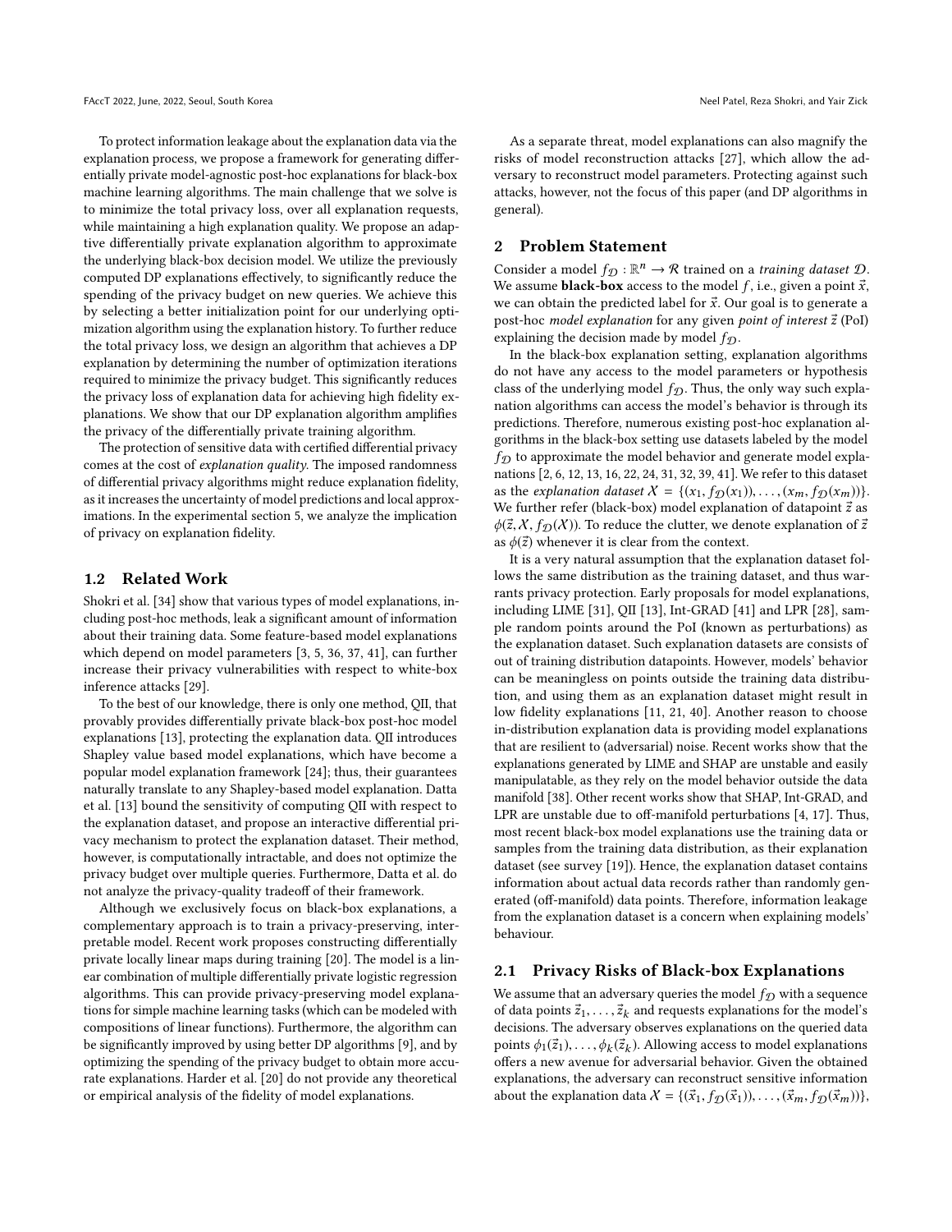To protect information leakage about the explanation data via the explanation process, we propose a framework for generating differentially private model-agnostic post-hoc explanations for black-box machine learning algorithms. The main challenge that we solve is to minimize the total privacy loss, over all explanation requests, while maintaining a high explanation quality. We propose an adaptive differentially private explanation algorithm to approximate the underlying black-box decision model. We utilize the previously computed DP explanations effectively, to significantly reduce the spending of the privacy budget on new queries. We achieve this by selecting a better initialization point for our underlying optimization algorithm using the explanation history. To further reduce the total privacy loss, we design an algorithm that achieves a DP explanation by determining the number of optimization iterations required to minimize the privacy budget. This significantly reduces the privacy loss of explanation data for achieving high fidelity explanations. We show that our DP explanation algorithm amplifies the privacy of the differentially private training algorithm.

The protection of sensitive data with certified differential privacy comes at the cost of *explanation quality*. The imposed randomness of differential privacy algorithms might reduce explanation fidelity, as it increases the uncertainty of model predictions and local approximations. In the experimental section 5, we analyze the implication of privacy on explanation fidelity.

### 1.2 Related Work

Shokri et al. [34] show that various types of model explanations, including post-hoc methods, leak a significant amount of information about their training data. Some feature-based model explanations which depend on model parameters [3, 5, 36, 37, 41], can further increase their privacy vulnerabilities with respect to white-box inference attacks [29].

To the best of our knowledge, there is only one method, QII, that provably provides differentially private black-box post-hoc model explanations [13], protecting the explanation data. QII introduces Shapley value based model explanations, which have become a popular model explanation framework [24]; thus, their guarantees naturally translate to any Shapley-based model explanation. Datta et al. [13] bound the sensitivity of computing QII with respect to the explanation dataset, and propose an interactive differential privacy mechanism to protect the explanation dataset. Their method, however, is computationally intractable, and does not optimize the privacy budget over multiple queries. Furthermore, Datta et al. do not analyze the privacy-quality tradeoff of their framework.

Although we exclusively focus on black-box explanations, a complementary approach is to train a privacy-preserving, interpretable model. Recent work proposes constructing differentially private locally linear maps during training [20]. The model is a linear combination of multiple differentially private logistic regression algorithms. This can provide privacy-preserving model explanations for simple machine learning tasks (which can be modeled with compositions of linear functions). Furthermore, the algorithm can be significantly improved by using better DP algorithms [9], and by optimizing the spending of the privacy budget to obtain more accurate explanations. Harder et al. [20] do not provide any theoretical or empirical analysis of the fidelity of model explanations.

As a separate threat, model explanations can also magnify the risks of model reconstruction attacks [27], which allow the adversary to reconstruct model parameters. Protecting against such attacks, however, not the focus of this paper (and DP algorithms in general).

## 2 Problem Statement

Consider a model $f_{\mathcal{D}} : \mathbb{R}^n \rightarrow \mathcal{R}$ trained on a *training dataset* $\mathcal{D}$. We assume **black-box** access to the model $f$, i.e., given a point $\vec{x}$, we can obtain the predicted label for $\vec{x}$. Our goal is to generate a post-hoc *model explanation* for any given *point of interest* $\vec{z}$ (PoI) explaining the decision made by model $f_{\mathcal{D}}$.

In the black-box explanation setting, explanation algorithms do not have any access to the model parameters or hypothesis class of the underlying model $f_{\mathcal{D}}$. Thus, the only way such explanation algorithms can access the model's behavior is through its predictions. Therefore, numerous existing post-hoc explanation algorithms in the black-box setting use datasets labeled by the model $f_{\mathcal{D}}$ to approximate the model behavior and generate model explanations [2, 6, 12, 13, 16, 22, 24, 31, 32, 39, 41]. We refer to this dataset as the *explanation dataset* $\mathcal{X} = \{(x_1, f_{\mathcal{D}}(x_1)), \ldots, (x_m, f_{\mathcal{D}}(x_m))\}$. We further refer (black-box) model explanation of datapoint $\vec{z}$ as $\phi(\vec{z}, \mathcal{X}, f_{\mathcal{D}}(\mathcal{X}))$. To reduce the clutter, we denote explanation of $\vec{z}$ as $\phi(\vec{z})$ whenever it is clear from the context.

It is a very natural assumption that the explanation dataset follows the same distribution as the training dataset, and thus warrants privacy protection. Early proposals for model explanations, including LIME [31], QII [13], Int-GRAD [41] and LPR [28], sample random points around the PoI (known as perturbations) as the explanation dataset. Such explanation datasets are consists of out of training distribution datapoints. However, models' behavior can be meaningless on points outside the training data distribution, and using them as an explanation dataset might result in low fidelity explanations [11, 21, 40]. Another reason to choose in-distribution explanation data is providing model explanations that are resilient to (adversarial) noise. Recent works show that the explanations generated by LIME and SHAP are unstable and easily manipulatable, as they rely on the model behavior outside the data manifold [38]. Other recent works show that SHAP, Int-GRAD, and LPR are unstable due to off-manifold perturbations [4, 17]. Thus, most recent black-box model explanations use the training data or samples from the training data distribution, as their explanation dataset (see survey [19]). Hence, the explanation dataset contains information about actual data records rather than randomly generated (off-manifold) data points. Therefore, information leakage from the explanation dataset is a concern when explaining models' behaviour.

### 2.1 Privacy Risks of Black-box Explanations

We assume that an adversary queries the model $f_{\mathcal{D}}$ with a sequence of data points $\vec{z}_1, \ldots, \vec{z}_k$ and requests explanations for the model's decisions. The adversary observes explanations on the queried data points $\phi_1(\vec{z}_1), \ldots, \phi_k(\vec{z}_k)$. Allowing access to model explanations offers a new avenue for adversarial behavior. Given the obtained explanations, the adversary can reconstruct sensitive information about the explanation data $\mathcal{X} = \{(\vec{x}_1, f_{\mathcal{D}}(\vec{x}_1)), \ldots, (\vec{x}_m, f_{\mathcal{D}}(\vec{x}_m))\}$,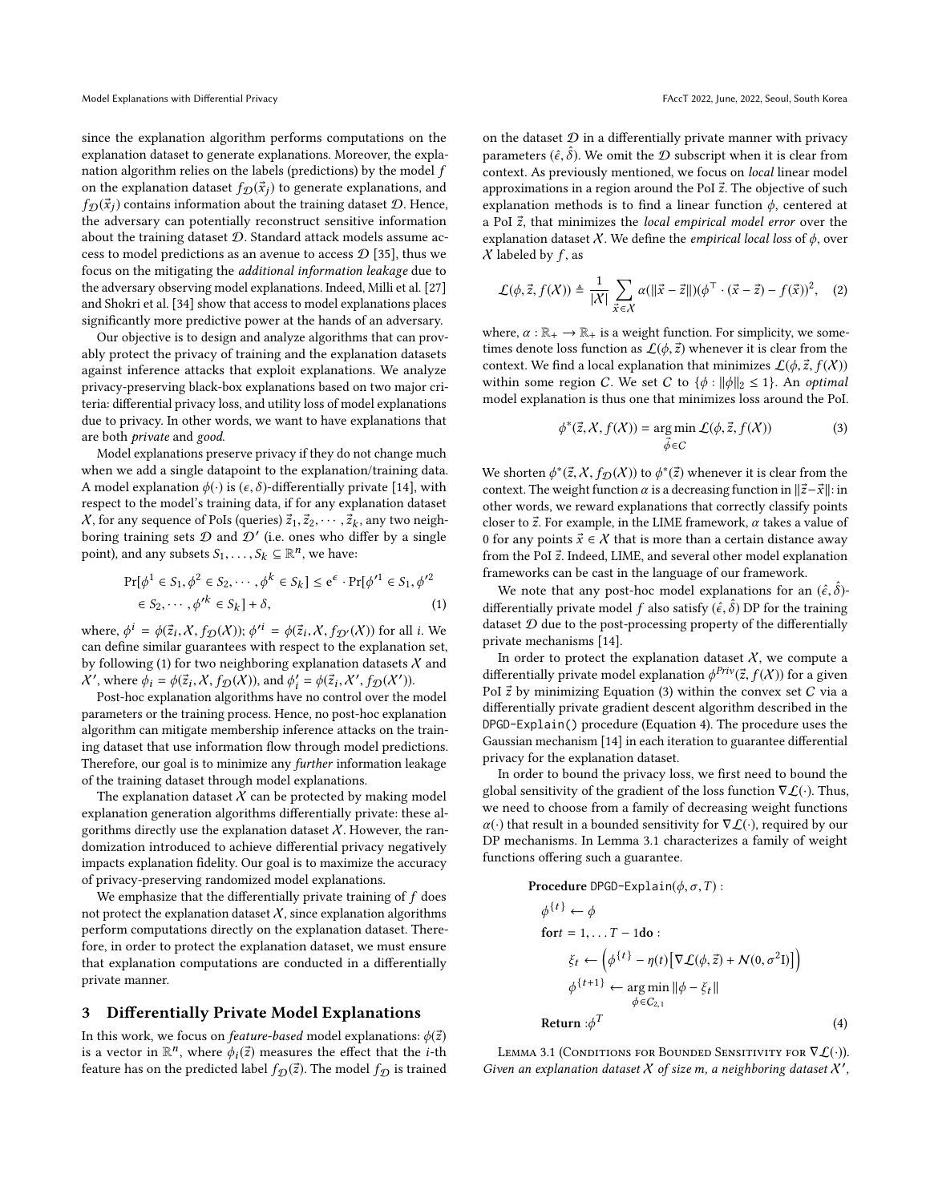since the explanation algorithm performs computations on the explanation dataset to generate explanations. Moreover, the explanation algorithm relies on the labels (predictions) by the model $f$ on the explanation dataset $f_{\mathcal{D}}(\vec{x}_j)$ to generate explanations, and $f_{\mathcal{D}}(\vec{x}_j)$ contains information about the training dataset $\mathcal{D}$. Hence, the adversary can potentially reconstruct sensitive information about the training dataset $\mathcal{D}$. Standard attack models assume access to model predictions as an avenue to access $\mathcal{D}$ [35], thus we focus on the mitigating the *additional information leakage* due to the adversary observing model explanations. Indeed, Milli et al. [27] and Shokri et al. [34] show that access to model explanations places significantly more predictive power at the hands of an adversary.

Our objective is to design and analyze algorithms that can provably protect the privacy of training and the explanation datasets against inference attacks that exploit explanations. We analyze privacy-preserving black-box explanations based on two major criteria: differential privacy loss, and utility loss of model explanations due to privacy. In other words, we want to have explanations that are both *private* and *good*.

Model explanations preserve privacy if they do not change much when we add a single datapoint to the explanation/training data. A model explanation $\phi(\cdot)$ is $(\epsilon, \delta)$-differentially private [14], with respect to the model's training data, if for any explanation dataset $\mathcal{X}$, for any sequence of PoIs (queries) $\vec{z}_1, \vec{z}_2, \cdots, \vec{z}_k$, any two neighboring training sets $\mathcal{D}$ and $\mathcal{D}'$ (i.e. ones who differ by a single point), and any subsets $S_1, \ldots, S_k \subseteq \mathbb{R}^n$, we have:

$$\Pr[\phi^1 \in S_1, \phi^2 \in S_2, \cdots, \phi^k \in S_k] \leq e^{\epsilon} \cdot \Pr[\phi'^1 \in S_1, \phi'^2 \in S_2, \cdots, \phi'^k \in S_k] + \delta, \quad (1)$$

where, $\phi^i = \phi(\vec{z}_i, \mathcal{X}, f_{\mathcal{D}}(\mathcal{X}))$; $\phi'^i = \phi(\vec{z}_i, \mathcal{X}, f_{\mathcal{D}'}(\mathcal{X}))$ for all $i$. We can define similar guarantees with respect to the explanation set, by following (1) for two neighboring explanation datasets $\mathcal{X}$ and $\mathcal{X}'$, where $\phi_i = \phi(\vec{z}_i, \mathcal{X}, f_{\mathcal{D}}(\mathcal{X}))$, and $\phi'_i = \phi(\vec{z}_i, \mathcal{X}', f_{\mathcal{D}}(\mathcal{X}'))$.

Post-hoc explanation algorithms have no control over the model parameters or the training process. Hence, no post-hoc explanation algorithm can mitigate membership inference attacks on the training dataset that use information flow through model predictions. Therefore, our goal is to minimize any *further* information leakage of the training dataset through model explanations.

The explanation dataset $\mathcal{X}$ can be protected by making model explanation generation algorithms differentially private: these algorithms directly use the explanation dataset $\mathcal{X}$. However, the randomization introduced to achieve differential privacy negatively impacts explanation fidelity. Our goal is to maximize the accuracy of privacy-preserving randomized model explanations.

We emphasize that the differentially private training of $f$ does not protect the explanation dataset $\mathcal{X}$, since explanation algorithms perform computations directly on the explanation dataset. Therefore, in order to protect the explanation dataset, we must ensure that explanation computations are conducted in a differentially private manner.

## 3 Differentially Private Model Explanations

In this work, we focus on *feature-based* model explanations: $\phi(\vec{z})$ is a vector in $\mathbb{R}^n$, where $\phi_i(\vec{z})$ measures the effect that the $i$-th feature has on the predicted label $f_{\mathcal{D}}(\vec{z})$. The model $f_{\mathcal{D}}$ is trained on the dataset $\mathcal{D}$ in a differentially private manner with privacy parameters $(\hat{\epsilon}, \hat{\delta})$. We omit the $\mathcal{D}$ subscript when it is clear from context. As previously mentioned, we focus on *local* linear model approximations in a region around the PoI $\vec{z}$. The objective of such explanation methods is to find a linear function $\phi$, centered at a PoI $\vec{z}$, that minimizes the *local empirical model error* over the explanation dataset $\mathcal{X}$. We define the *empirical local loss* of $\phi$, over $\mathcal{X}$ labeled by $f$, as

$$\mathcal{L}(\phi, \vec{z}, f(\mathcal{X})) \triangleq \frac{1}{|\mathcal{X}|} \sum_{\vec{x} \in \mathcal{X}} \alpha(\|\vec{x} - \vec{z}\|)(\phi^{\top} \cdot (\vec{x} - \vec{z}) - f(\vec{x}))^2, \quad (2)$$

where, $\alpha : \mathbb{R}_+ \to \mathbb{R}_+$ is a weight function. For simplicity, we sometimes denote loss function as $\mathcal{L}(\phi, \vec{z})$ whenever it is clear from the context. We find a local explanation that minimizes $\mathcal{L}(\phi, \vec{z}, f(\mathcal{X}))$ within some region $C$. We set $C$ to $\{\phi : \|\phi\|_2 \leq 1\}$. An *optimal* model explanation is thus one that minimizes loss around the PoI.

$$\phi^*(\vec{z}, \mathcal{X}, f(\mathcal{X})) = \underset{\vec{\phi} \in C}{\arg\min}\, \mathcal{L}(\phi, \vec{z}, f(\mathcal{X})) \quad (3)$$

We shorten $\phi^*(\vec{z}, \mathcal{X}, f_{\mathcal{D}}(\mathcal{X}))$ to $\phi^*(\vec{z})$ whenever it is clear from the context. The weight function $\alpha$ is a decreasing function in $\|\vec{z} - \vec{x}\|$: in other words, we reward explanations that correctly classify points closer to $\vec{z}$. For example, in the LIME framework, $\alpha$ takes a value of 0 for any points $\vec{x} \in \mathcal{X}$ that is more than a certain distance away from the PoI $\vec{z}$. Indeed, LIME, and several other model explanation frameworks can be cast in the language of our framework.

We note that any post-hoc model explanations for an $(\hat{\epsilon}, \hat{\delta})$-differentially private model $f$ also satisfy $(\hat{\epsilon}, \hat{\delta})$ DP for the training dataset $\mathcal{D}$ due to the post-processing property of the differentially private mechanisms [14].

In order to protect the explanation dataset $\mathcal{X}$, we compute a differentially private model explanation $\phi^{Priv}(\vec{z}, f(\mathcal{X}))$ for a given PoI $\vec{z}$ by minimizing Equation (3) within the convex set $C$ via a differentially private gradient descent algorithm described in the DPGD-Explain() procedure (Equation 4). The procedure uses the Gaussian mechanism [14] in each iteration to guarantee differential privacy for the explanation dataset.

In order to bound the privacy loss, we first need to bound the global sensitivity of the gradient of the loss function $\nabla\mathcal{L}(\cdot)$. Thus, we need to choose from a family of decreasing weight functions $\alpha(\cdot)$ that result in a bounded sensitivity for $\nabla\mathcal{L}(\cdot)$, required by our DP mechanisms. In Lemma 3.1 characterizes a family of weight functions offering such a guarantee.

**Procedure** DPGD-Explain$(\phi, \sigma, T)$ :

$$\begin{aligned}
&\phi^{\{t\}} \leftarrow \phi \\
&\textbf{for} t = 1, \ldots T-1 \textbf{do} : \\
&\qquad \xi_t \leftarrow \left(\phi^{\{t\}} - \eta(t)\left[\nabla\mathcal{L}(\phi, \vec{z}) + \mathcal{N}(0, \sigma^2 \mathrm{I})\right]\right) \\
&\qquad \phi^{\{t+1\}} \leftarrow \underset{\phi \in C_{2,1}}{\arg\min} \|\phi - \xi_t\| \\
&\textbf{Return} : \phi^T
\end{aligned} \quad (4)$$

Lemma 3.1 (Conditions for Bounded Sensitivity for $\nabla\mathcal{L}(\cdot)$). *Given an explanation dataset $\mathcal{X}$ of size $m$, a neighboring dataset $\mathcal{X}'$,*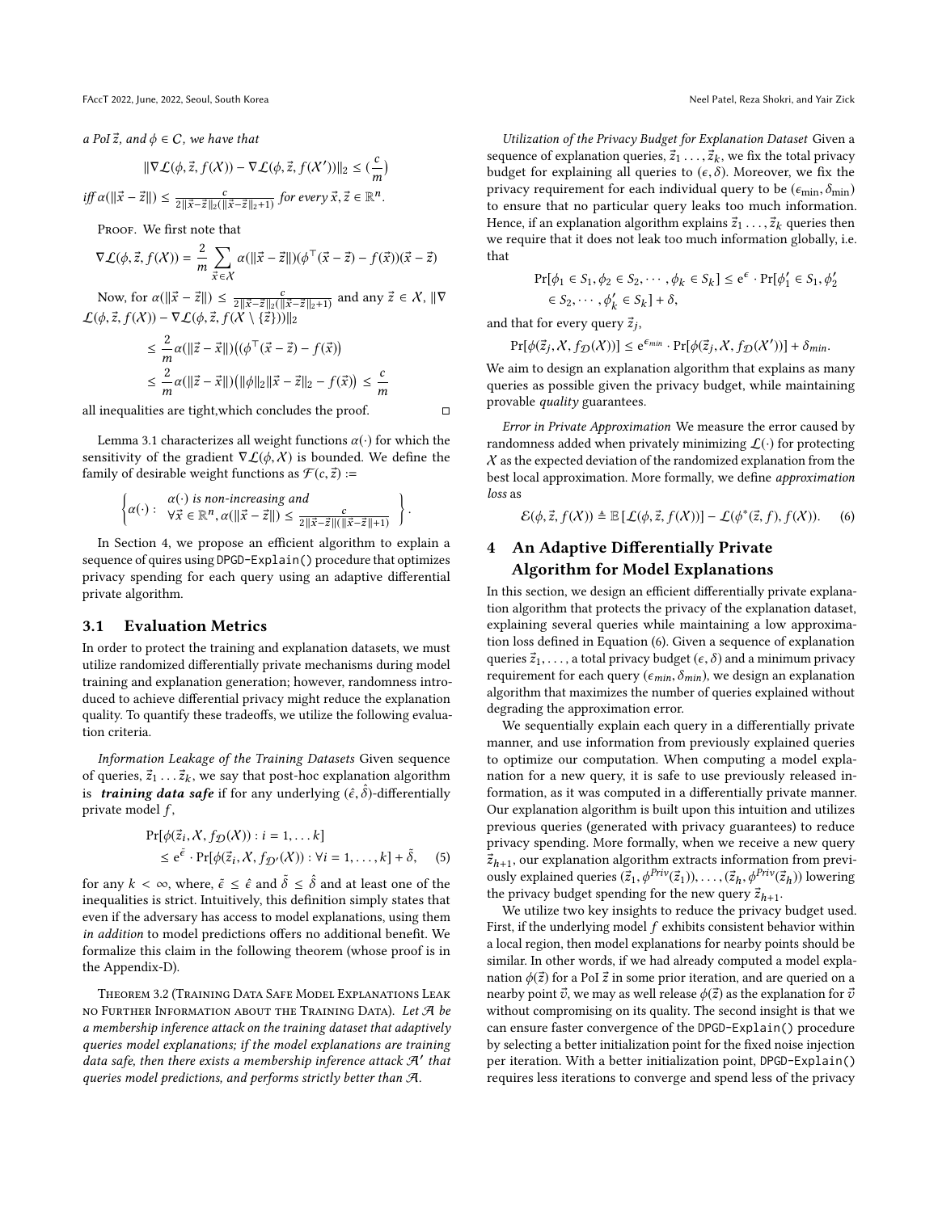*a PoI $\vec{z}$, and $\phi \in C$, we have that*

$$\|\nabla \mathcal{L}(\phi, \vec{z}, f(\mathcal{X})) - \nabla \mathcal{L}(\phi, \vec{z}, f(\mathcal{X}'))\|_2 \le (\frac{c}{m})$$

*iff* $\alpha(\|\vec{x} - \vec{z}\|) \le \frac{c}{2\|\vec{x}-\vec{z}\|_2(\|\vec{x}-\vec{z}\|_2+1)}$ *for every* $\vec{x}, \vec{z} \in \mathbb{R}^n$.

Proof. We first note that

$$\nabla \mathcal{L}(\phi, \vec{z}, f(\mathcal{X})) = \frac{2}{m} \sum_{\vec{x} \in \mathcal{X}} \alpha(\|\vec{x} - \vec{z}\|)(\phi^\top(\vec{x} - \vec{z}) - f(\vec{x}))(\vec{x} - \vec{z})$$

Now, for $\alpha(\|\vec{x} - \vec{z}\|) \le \frac{c}{2\|\vec{x}-\vec{z}\|_2(\|\vec{x}-\vec{z}\|_2+1)}$ and any $\vec{z} \in \mathcal{X}$, $\|\nabla \mathcal{L}(\phi, \vec{z}, f(\mathcal{X})) - \nabla \mathcal{L}(\phi, \vec{z}, f(\mathcal{X} \setminus \{\vec{z}\}))\|_2$

$$\le \frac{2}{m}\alpha(\|\vec{z} - \vec{x}\|)\big((\phi^\top(\vec{x} - \vec{z}) - f(\vec{x})\big)$$
$$\le \frac{2}{m}\alpha(\|\vec{z} - \vec{x}\|)\big(\|\phi\|_2\|\vec{x} - \vec{z}\|_2 - f(\vec{x})\big) \le \frac{c}{m}$$

all inequalities are tight,which concludes the proof. ◻

Lemma 3.1 characterizes all weight functions $\alpha(\cdot)$ for which the sensitivity of the gradient $\nabla \mathcal{L}(\phi, \mathcal{X})$ is bounded. We define the family of desirable weight functions as $\mathcal{F}(c, \vec{z}) :=$

$$\left\{ \alpha(\cdot) : \begin{array}{l} \alpha(\cdot) \text{ is non-increasing and} \\ \forall \vec{x} \in \mathbb{R}^n, \alpha(\|\vec{x} - \vec{z}\|) \le \frac{c}{2\|\vec{x}-\vec{z}\|_2\|(\|\vec{x}-\vec{z}\|+1)} \end{array} \right\}.$$

In Section 4, we propose an efficient algorithm to explain a sequence of quires using `DPGD-Explain()` procedure that optimizes privacy spending for each query using an adaptive differential private algorithm.

## 3.1 Evaluation Metrics

In order to protect the training and explanation datasets, we must utilize randomized differentially private mechanisms during model training and explanation generation; however, randomness introduced to achieve differential privacy might reduce the explanation quality. To quantify these tradeoffs, we utilize the following evaluation criteria.

*Information Leakage of the Training Datasets* Given sequence of queries, $\vec{z}_1 \dots \vec{z}_k$, we say that post-hoc explanation algorithm is ***training data safe*** if for any underlying $(\hat{\epsilon}, \hat{\delta})$-differentially private model $f$,

$$\begin{aligned} &\Pr[\phi(\vec{z}_i, \mathcal{X}, f_{\mathcal{D}}(\mathcal{X})) : i = 1, \dots k] \\ &\quad \le e^{\tilde{\epsilon}} \cdot \Pr[\phi(\vec{z}_i, \mathcal{X}, f_{\mathcal{D}'}(\mathcal{X})) : \forall i = 1, \dots, k] + \tilde{\delta}, \end{aligned} \tag{5}$$

for any $k < \infty$, where, $\tilde{\epsilon} \le \hat{\epsilon}$ and $\tilde{\delta} \le \hat{\delta}$ and at least one of the inequalities is strict. Intuitively, this definition simply states that even if the adversary has access to model explanations, using them *in addition* to model predictions offers no additional benefit. We formalize this claim in the following theorem (whose proof is in the Appendix-D).

Theorem 3.2 (Training Data Safe Model Explanations Leak no Further Information about the Training Data). *Let $\mathcal{A}$ be a membership inference attack on the training dataset that adaptively queries model explanations; if the model explanations are training data safe, then there exists a membership inference attack $\mathcal{A}'$ that queries model predictions, and performs strictly better than $\mathcal{A}$.*

*Utilization of the Privacy Budget for Explanation Dataset* Given a sequence of explanation queries, $\vec{z}_1 \dots, \vec{z}_k$, we fix the total privacy budget for explaining all queries to $(\epsilon, \delta)$. Moreover, we fix the privacy requirement for each individual query to be $(\epsilon_{\min}, \delta_{\min})$ to ensure that no particular query leaks too much information. Hence, if an explanation algorithm explains $\vec{z}_1 \dots, \vec{z}_k$ queries then we require that it does not leak too much information globally, i.e. that

$$\begin{aligned} \Pr[\phi_1 \in S_1, \phi_2 \in S_2, \cdots, \phi_k \in S_k] \le e^{\epsilon} \cdot \Pr[\phi'_1 \in S_1, \phi'_2 \\ \in S_2, \cdots, \phi'_k \in S_k] + \delta, \end{aligned}$$

and that for every query $\vec{z}_j$,

$$\Pr[\phi(\vec{z}_j, \mathcal{X}, f_{\mathcal{D}}(\mathcal{X}))] \le e^{\epsilon_{min}} \cdot \Pr[\phi(\vec{z}_j, \mathcal{X}, f_{\mathcal{D}}(\mathcal{X}'))] + \delta_{min}.$$

We aim to design an explanation algorithm that explains as many queries as possible given the privacy budget, while maintaining provable *quality* guarantees.

*Error in Private Approximation* We measure the error caused by randomness added when privately minimizing $\mathcal{L}(\cdot)$ for protecting $\mathcal{X}$ as the expected deviation of the randomized explanation from the best local approximation. More formally, we define *approximation loss* as

$$\mathcal{E}(\phi, \vec{z}, f(\mathcal{X})) \triangleq \mathbb{E}\left[\mathcal{L}(\phi, \vec{z}, f(\mathcal{X}))\right] - \mathcal{L}(\phi^*(\vec{z}, f), f(\mathcal{X})). \tag{6}$$

# 4 An Adaptive Differentially Private Algorithm for Model Explanations

In this section, we design an efficient differentially private explanation algorithm that protects the privacy of the explanation dataset, explaining several queries while maintaining a low approximation loss defined in Equation (6). Given a sequence of explanation queries $\vec{z}_1, \dots,$ a total privacy budget $(\epsilon, \delta)$ and a minimum privacy requirement for each query $(\epsilon_{min}, \delta_{min})$, we design an explanation algorithm that maximizes the number of queries explained without degrading the approximation error.

We sequentially explain each query in a differentially private manner, and use information from previously explained queries to optimize our computation. When computing a model explanation for a new query, it is safe to use previously released information, as it was computed in a differentially private manner. Our explanation algorithm is built upon this intuition and utilizes previous queries (generated with privacy guarantees) to reduce privacy spending. More formally, when we receive a new query $\vec{z}_{h+1}$, our explanation algorithm extracts information from previously explained queries $(\vec{z}_1, \phi^{Priv}(\vec{z}_1)), \dots, (\vec{z}_h, \phi^{Priv}(\vec{z}_h))$ lowering the privacy budget spending for the new query $\vec{z}_{h+1}$.

We utilize two key insights to reduce the privacy budget used. First, if the underlying model $f$ exhibits consistent behavior within a local region, then model explanations for nearby points should be similar. In other words, if we had already computed a model explanation $\phi(\vec{z})$ for a PoI $\vec{z}$ in some prior iteration, and are queried on a nearby point $\vec{v}$, we may as well release $\phi(\vec{z})$ as the explanation for $\vec{v}$ without compromising on its quality. The second insight is that we can ensure faster convergence of the `DPGD-Explain()` procedure by selecting a better initialization point for the fixed noise injection per iteration. With a better initialization point, `DPGD-Explain()` requires less iterations to converge and spend less of the privacy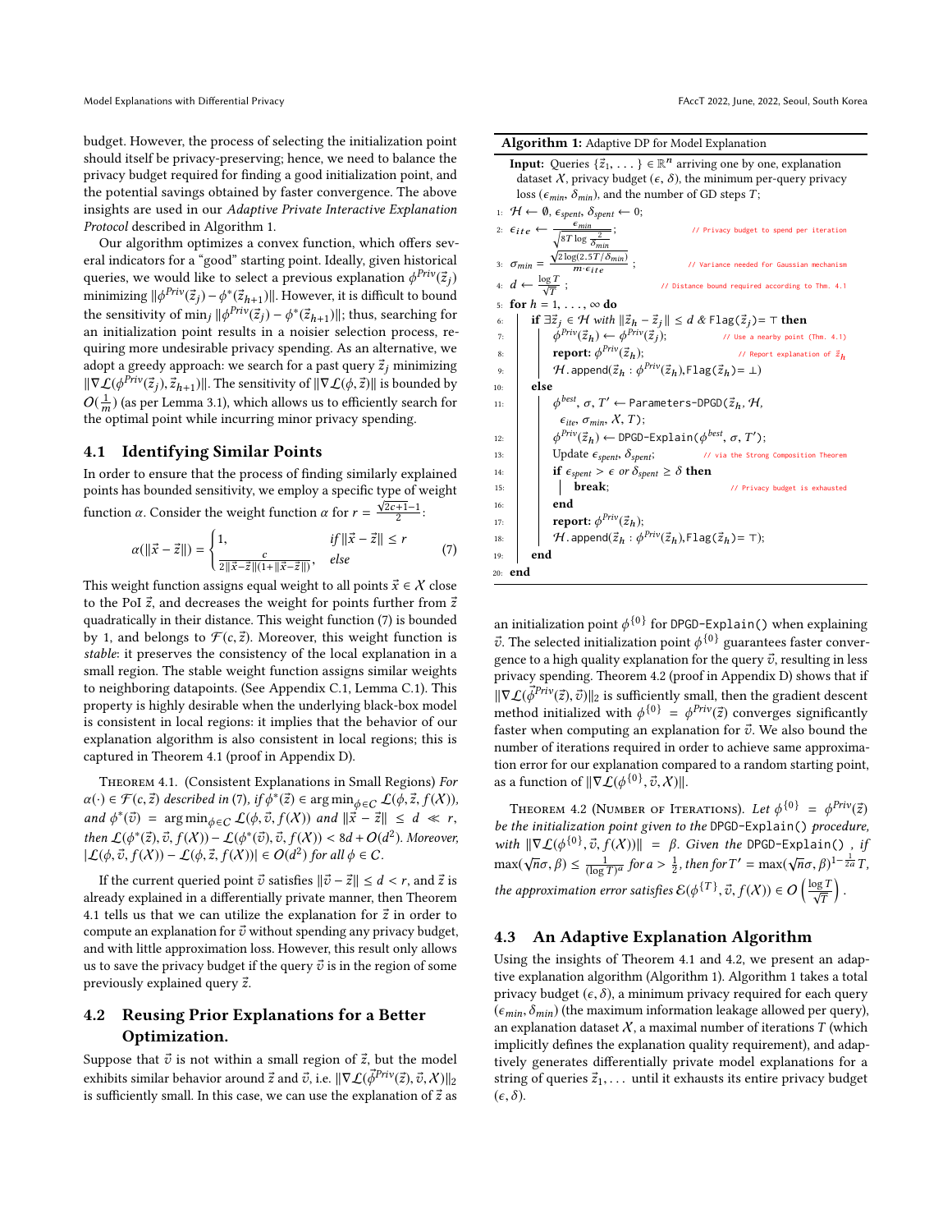budget. However, the process of selecting the initialization point should itself be privacy-preserving; hence, we need to balance the privacy budget required for finding a good initialization point, and the potential savings obtained by faster convergence. The above insights are used in our *Adaptive Private Interactive Explanation Protocol* described in Algorithm 1.

Our algorithm optimizes a convex function, which offers several indicators for a "good" starting point. Ideally, given historical queries, we would like to select a previous explanation $\phi^{Priv}(\vec{z}_j)$ minimizing $\|\phi^{Priv}(\vec{z}_j) - \phi^*(\vec{z}_{h+1})\|$. However, it is difficult to bound the sensitivity of $\min_j \|\phi^{Priv}(\vec{z}_j) - \phi^*(\vec{z}_{h+1})\|$; thus, searching for an initialization point results in a noisier selection process, requiring more undesirable privacy spending. As an alternative, we adopt a greedy approach: we search for a past query $\vec{z}_j$ minimizing $\|\nabla\mathcal{L}(\phi^{Priv}(\vec{z}_j), \vec{z}_{h+1})\|$. The sensitivity of $\|\nabla\mathcal{L}(\phi, \vec{z})\|$ is bounded by $O(\frac{1}{m})$ (as per Lemma 3.1), which allows us to efficiently search for the optimal point while incurring minor privacy spending.

## 4.1 Identifying Similar Points

In order to ensure that the process of finding similarly explained points has bounded sensitivity, we employ a specific type of weight function $\alpha$. Consider the weight function $\alpha$ for $r = \frac{\sqrt{2c+1}-1}{2}$:

$$\alpha(\|\vec{x} - \vec{z}\|) = \begin{cases} 1, & \text{if } \|\vec{x} - \vec{z}\| \le r \\ \frac{c}{2\|\vec{x}-\vec{z}\|(1+\|\vec{x}-\vec{z}\|)}, & \text{else} \end{cases} \tag{7}$$

This weight function assigns equal weight to all points $\vec{x} \in \mathcal{X}$ close to the PoI $\vec{z}$, and decreases the weight for points further from $\vec{z}$ quadratically in their distance. This weight function (7) is bounded by 1, and belongs to $\mathcal{F}(c, \vec{z})$. Moreover, this weight function is *stable*: it preserves the consistency of the local explanation in a small region. The stable weight function assigns similar weights to neighboring datapoints. (See Appendix C.1, Lemma C.1). This property is highly desirable when the underlying black-box model is consistent in local regions: it implies that the behavior of our explanation algorithm is also consistent in local regions; this is captured in Theorem 4.1 (proof in Appendix D).

**Theorem 4.1.** (Consistent Explanations in Small Regions) *For $\alpha(\cdot) \in \mathcal{F}(c, \vec{z})$ described in (7), if $\phi^*(\vec{z}) \in \arg\min_{\phi \in C} \mathcal{L}(\phi, \vec{z}, f(\mathcal{X}))$, and $\phi^*(\vec{v}) = \arg\min_{\phi \in C} \mathcal{L}(\phi, \vec{v}, f(\mathcal{X}))$ and $\|\vec{x} - \vec{z}\| \le d \ll r$, then $\mathcal{L}(\phi^*(\vec{z}), \vec{v}, f(\mathcal{X})) - \mathcal{L}(\phi^*(\vec{v}), \vec{v}, f(\mathcal{X})) < 8d + O(d^2)$. Moreover, $|\mathcal{L}(\phi, \vec{v}, f(\mathcal{X})) - \mathcal{L}(\phi, \vec{z}, f(\mathcal{X}))| \in O(d^2)$ for all $\phi \in C$.*

If the current queried point $\vec{v}$ satisfies $\|\vec{v} - \vec{z}\| \le d < r$, and $\vec{z}$ is already explained in a differentially private manner, then Theorem 4.1 tells us that we can utilize the explanation for $\vec{z}$ in order to compute an explanation for $\vec{v}$ without spending any privacy budget, and with little approximation loss. However, this result only allows us to save the privacy budget if the query $\vec{v}$ is in the region of some previously explained query $\vec{z}$.

## 4.2 Reusing Prior Explanations for a Better Optimization.

Suppose that $\vec{v}$ is not within a small region of $\vec{z}$, but the model exhibits similar behavior around $\vec{z}$ and $\vec{v}$, i.e. $\|\nabla\mathcal{L}(\vec{\phi}^{Priv}(\vec{z}), \vec{v}, \mathcal{X})\|_2$ is sufficiently small. In this case, we can use the explanation of $\vec{z}$ as an initialization point $\phi^{\{0\}}$ for `DPGD-Explain()` when explaining $\vec{v}$. The selected initialization point $\phi^{\{0\}}$ guarantees faster convergence to a high quality explanation for the query $\vec{v}$, resulting in less privacy spending. Theorem 4.2 (proof in Appendix D) shows that if $\|\nabla\mathcal{L}(\vec{\phi}^{Priv}(\vec{z}), \vec{v})\|_2$ is sufficiently small, then the gradient descent method initialized with $\phi^{\{0\}} = \phi^{Priv}(\vec{z})$ converges significantly faster when computing an explanation for $\vec{v}$. We also bound the number of iterations required in order to achieve same approximation error for our explanation compared to a random starting point, as a function of $\|\nabla\mathcal{L}(\phi^{\{0\}}, \vec{v}, \mathcal{X})\|$.

**Theorem 4.2** (Number of Iterations). *Let $\phi^{\{0\}} = \phi^{Priv}(\vec{z})$ be the initialization point given to the `DPGD-Explain()` procedure, with $\|\nabla\mathcal{L}(\phi^{\{0\}}, \vec{v}, f(\mathcal{X}))\| = \beta$. Given the `DPGD-Explain()`, if $\max(\sqrt{n}\sigma, \beta) \le \frac{1}{(\log T)^a}$ for $a > \frac{1}{2}$, then for $T' = \max(\sqrt{n}\sigma, \beta)^{1-\frac{1}{2a}} T$, the approximation error satisfies $\mathcal{E}(\phi^{\{T\}}, \vec{v}, f(\mathcal{X})) \in O\left(\frac{\log T}{\sqrt{T}}\right)$.*

## 4.3 An Adaptive Explanation Algorithm

Using the insights of Theorem 4.1 and 4.2, we present an adaptive explanation algorithm (Algorithm 1). Algorithm 1 takes a total privacy budget $(\epsilon, \delta)$, a minimum privacy required for each query $(\epsilon_{min}, \delta_{min})$ (the maximum information leakage allowed per query), an explanation dataset $\mathcal{X}$, a maximal number of iterations $T$ (which implicitly defines the explanation quality requirement), and adaptively generates differentially private model explanations for a string of queries $\vec{z}_1, \ldots$ until it exhausts its entire privacy budget $(\epsilon, \delta)$.

---

**Algorithm 1:** Adaptive DP for Model Explanation

**Input:** Queries $\{\vec{z}_1, \ldots\} \in \mathbb{R}^n$ arriving one by one, explanation dataset $\mathcal{X}$, privacy budget $(\epsilon, \delta)$, the minimum per-query privacy loss $(\epsilon_{min}, \delta_{min})$, and the number of GD steps $T$;

```
1:  H ← ∅, ε_spent, δ_spent ← 0;
2:  ε_ite ← ε_min / sqrt(8T log(2/δ_min));          // Privacy budget to spend per iteration
3:  σ_min = sqrt(2 log(2.5T/δ_min)) / (m · ε_ite);   // Variance needed for Gaussian mechanism
4:  d ← log T / sqrt(T);                              // Distance bound required according to Thm. 4.1
5:  for h = 1, ..., ∞ do
6:      if ∃ z_j ∈ H with ||z_h − z_j|| ≤ d & Flag(z_j) = ⊤ then
7:          φ^Priv(z_h) ← φ^Priv(z_j);                // Use a nearby point (Thm. 4.1)
8:          report: φ^Priv(z_h);                      // Report explanation of z_h
9:          H.append(z_h : φ^Priv(z_h), Flag(z_h) = ⊥)
10:     else
11:         φ^best, σ, T' ← Parameters-DPGD(z_h, H, ε_ite, σ_min, X, T);
12:         φ^Priv(z_h) ← DPGD-Explain(φ^best, σ, T');
13:         Update ε_spent, δ_spent;                  // via the Strong Composition Theorem
14:         if ε_spent > ε or δ_spent ≥ δ then
15:             break;                                // Privacy budget is exhausted
16:         end
17:         report: φ^Priv(z_h);
18:         H.append(z_h : φ^Priv(z_h), Flag(z_h) = ⊤);
19:     end
20: end
```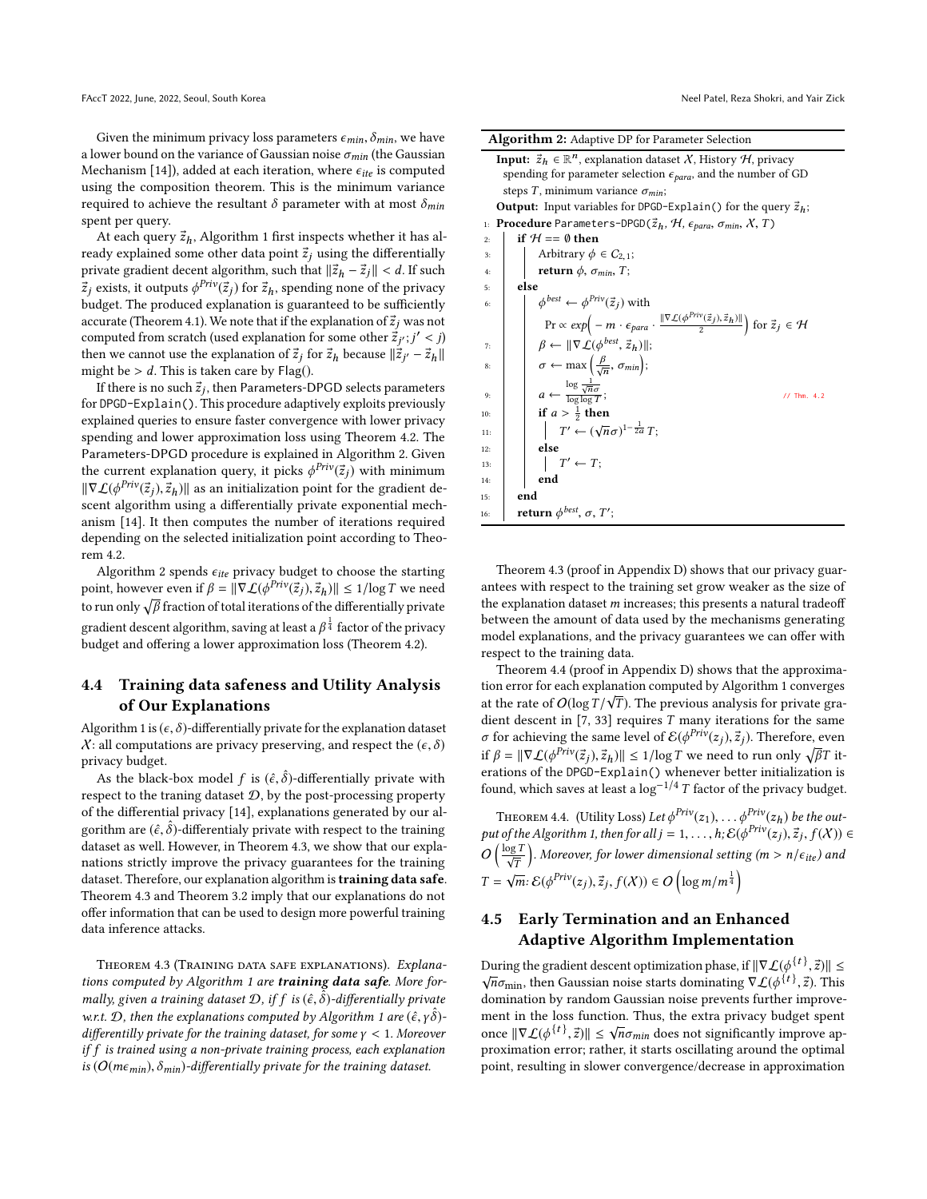Given the minimum privacy loss parameters $\epsilon_{min}, \delta_{min}$, we have a lower bound on the variance of Gaussian noise $\sigma_{min}$ (the Gaussian Mechanism [14]), added at each iteration, where $\epsilon_{ite}$ is computed using the composition theorem. This is the minimum variance required to achieve the resultant $\delta$ parameter with at most $\delta_{min}$ spent per query.

At each query $\vec{z}_h$, Algorithm 1 first inspects whether it has already explained some other data point $\vec{z}_j$ using the differentially private gradient decent algorithm, such that $\|\vec{z}_h - \vec{z}_j\| < d$. If such $\vec{z}_j$ exists, it outputs $\phi^{Priv}(\vec{z}_j)$ for $\vec{z}_h$, spending none of the privacy budget. The produced explanation is guaranteed to be sufficiently accurate (Theorem 4.1). We note that if the explanation of $\vec{z}_j$ was not computed from scratch (used explanation for some other $\vec{z}_{j'}; j' < j$) then we cannot use the explanation of $\vec{z}_j$ for $\vec{z}_h$ because $\|\vec{z}_{j'} - \vec{z}_h\|$ might be $> d$. This is taken care by Flag().

If there is no such $\vec{z}_j$, then Parameters-DPGD selects parameters for DPGD-Explain(). This procedure adaptively exploits previously explained queries to ensure faster convergence with lower privacy spending and lower approximation loss using Theorem 4.2. The Parameters-DPGD procedure is explained in Algorithm 2. Given the current explanation query, it picks $\phi^{Priv}(\vec{z}_j)$ with minimum $\|\nabla\mathcal{L}(\phi^{Priv}(\vec{z}_j), \vec{z}_h)\|$ as an initialization point for the gradient descent algorithm using a differentially private exponential mechanism [14]. It then computes the number of iterations required depending on the selected initialization point according to Theorem 4.2.

Algorithm 2 spends $\epsilon_{ite}$ privacy budget to choose the starting point, however even if $\beta = \|\nabla\mathcal{L}(\phi^{Priv}(\vec{z}_j), \vec{z}_h)\| \le 1/\log T$ we need to run only $\sqrt{\beta}$ fraction of total iterations of the differentially private gradient descent algorithm, saving at least a $\beta^{\frac{1}{4}}$ factor of the privacy budget and offering a lower approximation loss (Theorem 4.2).

**Algorithm 2:** Adaptive DP for Parameter Selection

**Input:** $\vec{z}_h \in \mathbb{R}^n$, explanation dataset $\mathcal{X}$, History $\mathcal{H}$, privacy spending for parameter selection $\epsilon_{para}$, and the number of GD steps $T$, minimum variance $\sigma_{min}$;

**Output:** Input variables for DPGD-Explain() for the query $\vec{z}_h$;

```
1:  Procedure Parameters-DPGD(z_h, H, ε_para, σ_min, X, T)
2:      if H == ∅ then
3:          Arbitrary φ ∈ C_{2,1};
4:          return φ, σ_min, T;
5:      else
6:          φ^best ← φ^Priv(z_j) with
              Pr ∝ exp( − m · ε_para · ||∇L(φ^Priv(z_j), z_h)|| / 2 ) for z_j ∈ H
7:          β ← ||∇L(φ^best, z_h)||;
8:          σ ← max( β/√n, σ_min );
9:          a ← log(1/(√n σ)) / log log T;        // Thm. 4.2
10:         if a > 1/2 then
11:             T' ← (√n σ)^(1 − 1/(2a)) T;
12:         else
13:             T' ← T;
14:         end
15:     end
16:     return φ^best, σ, T';
```

## 4.4 Training data safeness and Utility Analysis of Our Explanations

Algorithm 1 is $(\epsilon, \delta)$-differentially private for the explanation dataset $\mathcal{X}$: all computations are privacy preserving, and respect the $(\epsilon, \delta)$ privacy budget.

As the black-box model $f$ is $(\hat{\epsilon}, \hat{\delta})$-differentially private with respect to the traning dataset $\mathcal{D}$, by the post-processing property of the differential privacy [14], explanations generated by our algorithm are $(\hat{\epsilon}, \hat{\delta})$-differentialy private with respect to the training dataset as well. However, in Theorem 4.3, we show that our explanations strictly improve the privacy guarantees for the training dataset. Therefore, our explanation algorithm is **training data safe**. Theorem 4.3 and Theorem 3.2 imply that our explanations do not offer information that can be used to design more powerful training data inference attacks.

Theorem 4.3 (Training data safe explanations). *Explanations computed by Algorithm 1 are **training data safe**. More formally, given a training dataset $\mathcal{D}$, if $f$ is $(\hat{\epsilon}, \hat{\delta})$-differentially private w.r.t. $\mathcal{D}$, then the explanations computed by Algorithm 1 are $(\hat{\epsilon}, \gamma\hat{\delta})$-differentilly private for the training dataset, for some $\gamma < 1$. Moreover if $f$ is trained using a non-private training process, each explanation is $(O(m\epsilon_{min}), \delta_{min})$-differentially private for the training dataset.*

Theorem 4.3 (proof in Appendix D) shows that our privacy guarantees with respect to the training set grow weaker as the size of the explanation dataset $m$ increases; this presents a natural tradeoff between the amount of data used by the mechanisms generating model explanations, and the privacy guarantees we can offer with respect to the training data.

Theorem 4.4 (proof in Appendix D) shows that the approximation error for each explanation computed by Algorithm 1 converges at the rate of $O(\log T/\sqrt{T})$. The previous analysis for private gradient descent in [7, 33] requires $T$ many iterations for the same $\sigma$ for achieving the same level of $\mathcal{E}(\phi^{Priv}(z_j), \vec{z}_j)$. Therefore, even if $\beta = \|\nabla\mathcal{L}(\phi^{Priv}(\vec{z}_j), \vec{z}_h)\| \le 1/\log T$ we need to run only $\sqrt{\beta}T$ iterations of the DPGD-Explain() whenever better initialization is found, which saves at least a $\log^{-1/4} T$ factor of the privacy budget.

Theorem 4.4. (Utility Loss) *Let $\phi^{Priv}(z_1), \ldots \phi^{Priv}(z_h)$ be the output of the Algorithm 1, then for all $j = 1, \ldots, h$; $\mathcal{E}(\phi^{Priv}(z_j), \vec{z}_j, f(\mathcal{X})) \in O\left(\frac{\log T}{\sqrt{T}}\right)$. Moreover, for lower dimensional setting ($m > n/\epsilon_{ite}$) and $T = \sqrt{m}$: $\mathcal{E}(\phi^{Priv}(z_j), \vec{z}_j, f(\mathcal{X})) \in O\left(\log m/m^{\frac{1}{4}}\right)$*

## 4.5 Early Termination and an Enhanced Adaptive Algorithm Implementation

During the gradient descent optimization phase, if $\|\nabla\mathcal{L}(\phi^{\{t\}}, \vec{z})\| \le \sqrt{n}\sigma_{\min}$, then Gaussian noise starts dominating $\nabla\mathcal{L}(\phi^{\{t\}}, \vec{z})$. This domination by random Gaussian noise prevents further improvement in the loss function. Thus, the extra privacy budget spent once $\|\nabla\mathcal{L}(\phi^{\{t\}}, \vec{z})\| \le \sqrt{n}\sigma_{min}$ does not significantly improve approximation error; rather, it starts oscillating around the optimal point, resulting in slower convergence/decrease in approximation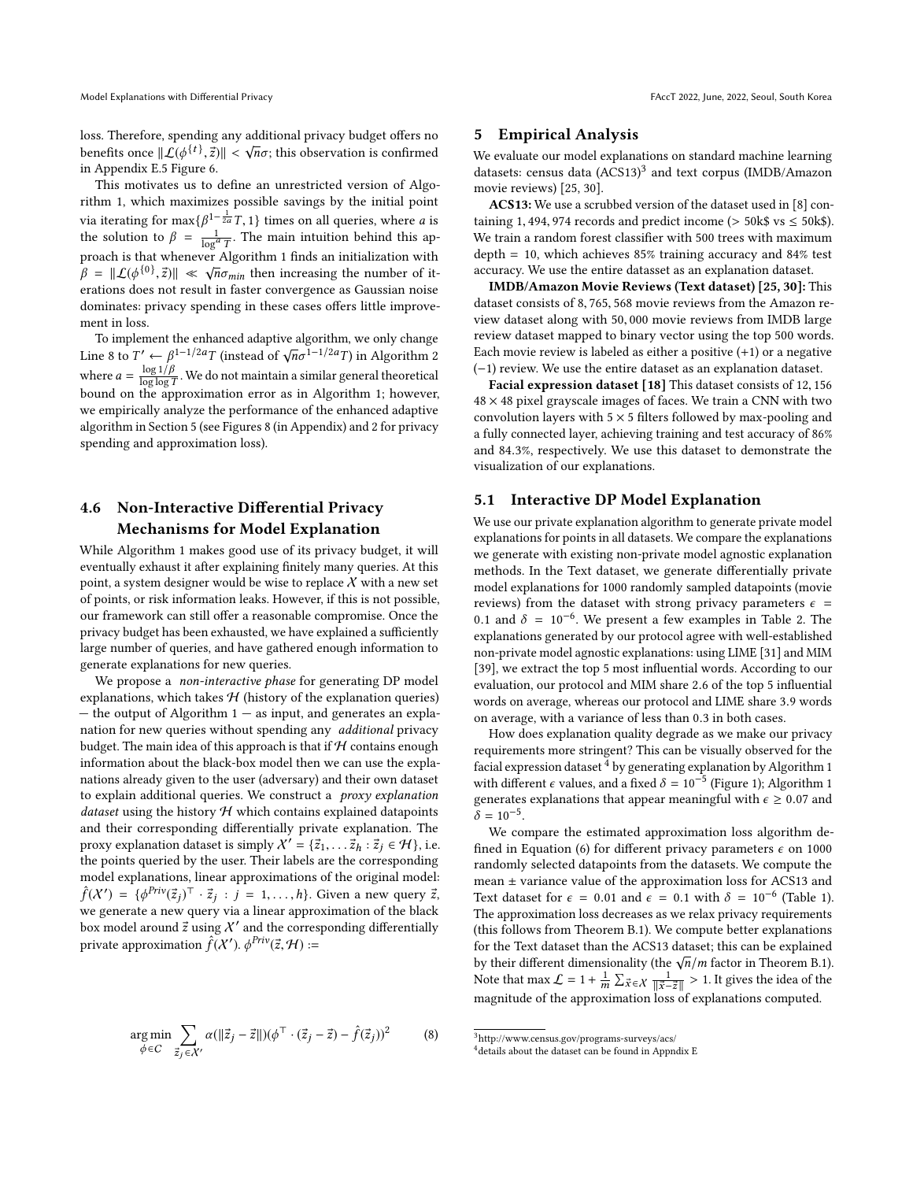loss. Therefore, spending any additional privacy budget offers no benefits once $\|\mathcal{L}(\phi^{\{t\}}, \vec{z})\| < \sqrt{n}\sigma$; this observation is confirmed in Appendix E.5 Figure 6.

This motivates us to define an unrestricted version of Algorithm 1, which maximizes possible savings by the initial point via iterating for $\max\{\beta^{1-\frac{1}{2a}}T, 1\}$ times on all queries, where $a$ is the solution to $\beta = \frac{1}{\log^a T}$. The main intuition behind this approach is that whenever Algorithm 1 finds an initialization with $\beta = \|\mathcal{L}(\phi^{\{0\}}, \vec{z})\| \ll \sqrt{n}\sigma_{min}$ then increasing the number of iterations does not result in faster convergence as Gaussian noise dominates: privacy spending in these cases offers little improvement in loss.

To implement the enhanced adaptive algorithm, we only change Line 8 to $T' \leftarrow \beta^{1-1/2a}T$ (instead of $\sqrt{n}\sigma^{1-1/2a}T$) in Algorithm 2 where $a = \frac{\log 1/\beta}{\log \log T}$. We do not maintain a similar general theoretical bound on the approximation error as in Algorithm 1; however, we empirically analyze the performance of the enhanced adaptive algorithm in Section 5 (see Figures 8 (in Appendix) and 2 for privacy spending and approximation loss).

### 4.6 Non-Interactive Differential Privacy Mechanisms for Model Explanation

While Algorithm 1 makes good use of its privacy budget, it will eventually exhaust it after explaining finitely many queries. At this point, a system designer would be wise to replace $\mathcal{X}$ with a new set of points, or risk information leaks. However, if this is not possible, our framework can still offer a reasonable compromise. Once the privacy budget has been exhausted, we have explained a sufficiently large number of queries, and have gathered enough information to generate explanations for new queries.

We propose a *non-interactive phase* for generating DP model explanations, which takes $\mathcal{H}$ (history of the explanation queries) — the output of Algorithm 1 — as input, and generates an explanation for new queries without spending any *additional* privacy budget. The main idea of this approach is that if $\mathcal{H}$ contains enough information about the black-box model then we can use the explanations already given to the user (adversary) and their own dataset to explain additional queries. We construct a *proxy explanation dataset* using the history $\mathcal{H}$ which contains explained datapoints and their corresponding differentially private explanation. The proxy explanation dataset is simply $\mathcal{X}' = \{\vec{z}_1, \ldots \vec{z}_h : \vec{z}_j \in \mathcal{H}\}$, i.e. the points queried by the user. Their labels are the corresponding model explanations, linear approximations of the original model: $\hat{f}(\mathcal{X}') = \{\phi^{Priv}(\vec{z}_j)^\top \cdot \vec{z}_j : j = 1, \ldots, h\}$. Given a new query $\vec{z}$, we generate a new query via a linear approximation of the black box model around $\vec{z}$ using $\mathcal{X}'$ and the corresponding differentially private approximation $\hat{f}(\mathcal{X}')$. $\phi^{Priv}(\vec{z}, \mathcal{H}) :=$

$$\arg\min_{\phi \in C} \sum_{\vec{z}_j \in \mathcal{X}'} \alpha(\|\vec{z}_j - \vec{z}\|)(\phi^\top \cdot (\vec{z}_j - \vec{z}) - \hat{f}(\vec{z}_j))^2 \tag{8}$$

## 5 Empirical Analysis

We evaluate our model explanations on standard machine learning datasets: census data (ACS13)[3] and text corpus (IMDB/Amazon movie reviews) [25, 30].

**ACS13:** We use a scrubbed version of the dataset used in [8] containing 1, 494, 974 records and predict income (> 50k\$ vs ≤ 50k\$). We train a random forest classifier with 500 trees with maximum depth = 10, which achieves 85% training accuracy and 84% test accuracy. We use the entire dataset as an explanation dataset.

**IMDB/Amazon Movie Reviews (Text dataset) [25, 30]:** This dataset consists of 8, 765, 568 movie reviews from the Amazon review dataset along with 50, 000 movie reviews from IMDB large review dataset mapped to binary vector using the top 500 words. Each movie review is labeled as either a positive (+1) or a negative (−1) review. We use the entire dataset as an explanation dataset.

**Facial expression dataset [18]** This dataset consists of 12, 156 $48 \times 48$ pixel grayscale images of faces. We train a CNN with two convolution layers with $5 \times 5$ filters followed by max-pooling and a fully connected layer, achieving training and test accuracy of 86% and 84.3%, respectively. We use this dataset to demonstrate the visualization of our explanations.

### 5.1 Interactive DP Model Explanation

We use our private explanation algorithm to generate private model explanations for points in all datasets. We compare the explanations we generate with existing non-private model agnostic explanation methods. In the Text dataset, we generate differentially private model explanations for 1000 randomly sampled datapoints (movie reviews) from the dataset with strong privacy parameters $\epsilon = 0.1$ and $\delta = 10^{-6}$. We present a few examples in Table 2. The explanations generated by our protocol agree with well-established non-private model agnostic explanations: using LIME [31] and MIM [39], we extract the top 5 most influential words. According to our evaluation, our protocol and MIM share 2.6 of the top 5 influential words on average, whereas our protocol and LIME share 3.9 words on average, with a variance of less than 0.3 in both cases.

How does explanation quality degrade as we make our privacy requirements more stringent? This can be visually observed for the facial expression dataset[4] by generating explanation by Algorithm 1 with different $\epsilon$ values, and a fixed $\delta = 10^{-5}$ (Figure 1); Algorithm 1 generates explanations that appear meaningful with $\epsilon \geq 0.07$ and $\delta = 10^{-5}$.

We compare the estimated approximation loss algorithm defined in Equation (6) for different privacy parameters $\epsilon$ on 1000 randomly selected datapoints from the datasets. We compute the mean ± variance value of the approximation loss for ACS13 and Text dataset for $\epsilon = 0.01$ and $\epsilon = 0.1$ with $\delta = 10^{-6}$ (Table 1). The approximation loss decreases as we relax privacy requirements (this follows from Theorem B.1). We compute better explanations for the Text dataset than the ACS13 dataset; this can be explained by their different dimensionality (the $\sqrt{n}/m$ factor in Theorem B.1). Note that $\max \mathcal{L} = 1 + \frac{1}{m}\sum_{\vec{x} \in \mathcal{X}} \frac{1}{\|\vec{x} - \vec{z}\|} > 1$. It gives the idea of the magnitude of the approximation loss of explanations computed.

[3] http://www.census.gov/programs-surveys/acs/

[4] details about the dataset can be found in Appndix E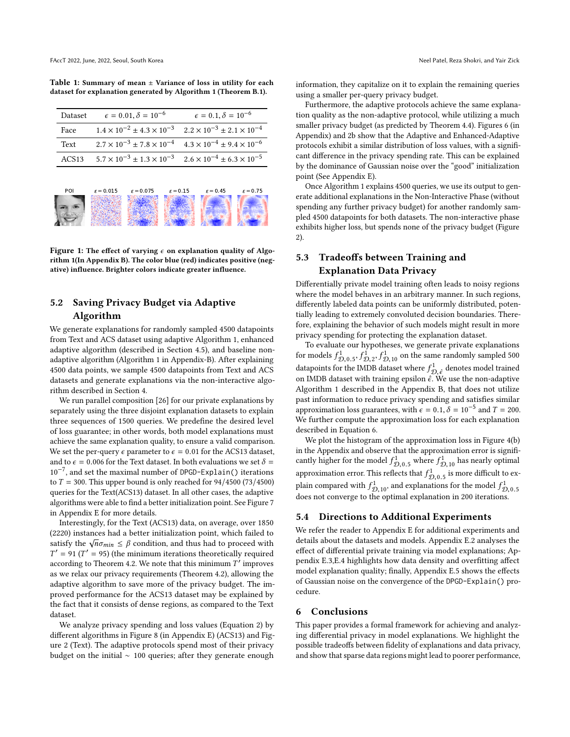Table 1: **Summary of mean ± Variance of loss in utility for each dataset for explanation generated by Algorithm 1 (Theorem B.1).**

| Dataset | $\epsilon = 0.01, \delta = 10^{-6}$ | $\epsilon = 0.1, \delta = 10^{-6}$ |
|---|---|---|
| Face | $1.4 \times 10^{-2} \pm 4.3 \times 10^{-3}$ | $2.2 \times 10^{-3} \pm 2.1 \times 10^{-4}$ |
| Text | $2.7 \times 10^{-3} \pm 7.8 \times 10^{-4}$ | $4.3 \times 10^{-4} \pm 9.4 \times 10^{-6}$ |
| ACS13 | $5.7 \times 10^{-3} \pm 1.3 \times 10^{-3}$ | $2.6 \times 10^{-4} \pm 6.3 \times 10^{-5}$ |

**Figure 1: The effect of varying $\epsilon$ on explanation quality of Algorithm 1(In Appendix B). The color blue (red) indicates positive (negative) influence. Brighter colors indicate greater influence.**

## 5.2 Saving Privacy Budget via Adaptive Algorithm

We generate explanations for randomly sampled 4500 datapoints from Text and ACS dataset using adaptive Algorithm 1, enhanced adaptive algorithm (described in Section 4.5), and baseline non-adaptive algorithm (Algorithm 1 in Appendix-B). After explaining 4500 data points, we sample 4500 datapoints from Text and ACS datasets and generate explanations via the non-interactive algorithm described in Section 4.

We run parallel composition [26] for our private explanations by separately using the three disjoint explanation datasets to explain three sequences of 1500 queries. We predefine the desired level of loss guarantee; in other words, both model explanations must achieve the same explanation quality, to ensure a valid comparison. We set the per-query $\epsilon$ parameter to $\epsilon = 0.01$ for the ACS13 dataset, and to $\epsilon = 0.006$ for the Text dataset. In both evaluations we set $\delta = 10^{-7}$, and set the maximal number of `DPGD-Explain()` iterations to $T = 300$. This upper bound is only reached for 94/4500 (73/4500) queries for the Text(ACS13) dataset. In all other cases, the adaptive algorithms were able to find a better initialization point. See Figure 7 in Appendix E for more details.

Interestingly, for the Text (ACS13) data, on average, over 1850 (2220) instances had a better initialization point, which failed to satisfy the $\sqrt{n}\sigma_{min} \leq \beta$ condition, and thus had to proceed with $T' = 91$ ($T' = 95$) (the minimum iterations theoretically required according to Theorem 4.2. We note that this minimum $T'$ improves as we relax our privacy requirements (Theorem 4.2), allowing the adaptive algorithm to save more of the privacy budget. The improved performance for the ACS13 dataset may be explained by the fact that it consists of dense regions, as compared to the Text dataset.

We analyze privacy spending and loss values (Equation 2) by different algorithms in Figure 8 (in Appendix E) (ACS13) and Figure 2 (Text). The adaptive protocols spend most of their privacy budget on the initial $\sim$ 100 queries; after they generate enough information, they capitalize on it to explain the remaining queries using a smaller per-query privacy budget.

Furthermore, the adaptive protocols achieve the same explanation quality as the non-adaptive protocol, while utilizing a much smaller privacy budget (as predicted by Theorem 4.4). Figures 6 (in Appendix) and 2b show that the Adaptive and Enhanced-Adaptive protocols exhibit a similar distribution of loss values, with a significant difference in the privacy spending rate. This can be explained by the dominance of Gaussian noise over the "good" initialization point (See Appendix E).

Once Algorithm 1 explains 4500 queries, we use its output to generate additional explanations in the Non-Interactive Phase (without spending any further privacy budget) for another randomly sampled 4500 datapoints for both datasets. The non-interactive phase exhibits higher loss, but spends none of the privacy budget (Figure 2).

## 5.3 Tradeoffs between Training and Explanation Data Privacy

Differentially private model training often leads to noisy regions where the model behaves in an arbitrary manner. In such regions, differently labeled data points can be uniformly distributed, potentially leading to extremely convoluted decision boundaries. Therefore, explaining the behavior of such models might result in more privacy spending for protecting the explanation dataset.

To evaluate our hypotheses, we generate private explanations for models $f^1_{\mathcal{D},0.5}, f^1_{\mathcal{D},2}, f^1_{\mathcal{D},10}$ on the same randomly sampled 500 datapoints for the IMDB dataset where $f^1_{\mathcal{D},\hat{\epsilon}}$ denotes model trained on IMDB dataset with training epsilon $\hat{\epsilon}$. We use the non-adaptive Algorithm 1 described in the Appendix B, that does not utilize past information to reduce privacy spending and satisfies similar approximation loss guarantees, with $\epsilon = 0.1, \delta = 10^{-5}$ and $T = 200$. We further compute the approximation loss for each explanation described in Equation 6.

We plot the histogram of the approximation loss in Figure 4(b) in the Appendix and observe that the approximation error is significantly higher for the model $f^1_{\mathcal{D},0.5}$ where $f^1_{\mathcal{D},10}$ has nearly optimal approximation error. This reflects that $f^1_{\mathcal{D},0.5}$ is more difficult to explain compared with $f^1_{\mathcal{D},10}$, and explanations for the model $f^1_{\mathcal{D},0.5}$ does not converge to the optimal explanation in 200 iterations.

## 5.4 Directions to Additional Experiments

We refer the reader to Appendix E for additional experiments and details about the datasets and models. Appendix E.2 analyses the effect of differential private training via model explanations; Appendix E.3,E.4 highlights how data density and overfitting affect model explanation quality; finally, Appendix E.5 shows the effects of Gaussian noise on the convergence of the `DPGD-Explain()` procedure.

# 6 Conclusions

This paper provides a formal framework for achieving and analyzing differential privacy in model explanations. We highlight the possible tradeoffs between fidelity of explanations and data privacy, and show that sparse data regions might lead to poorer performance,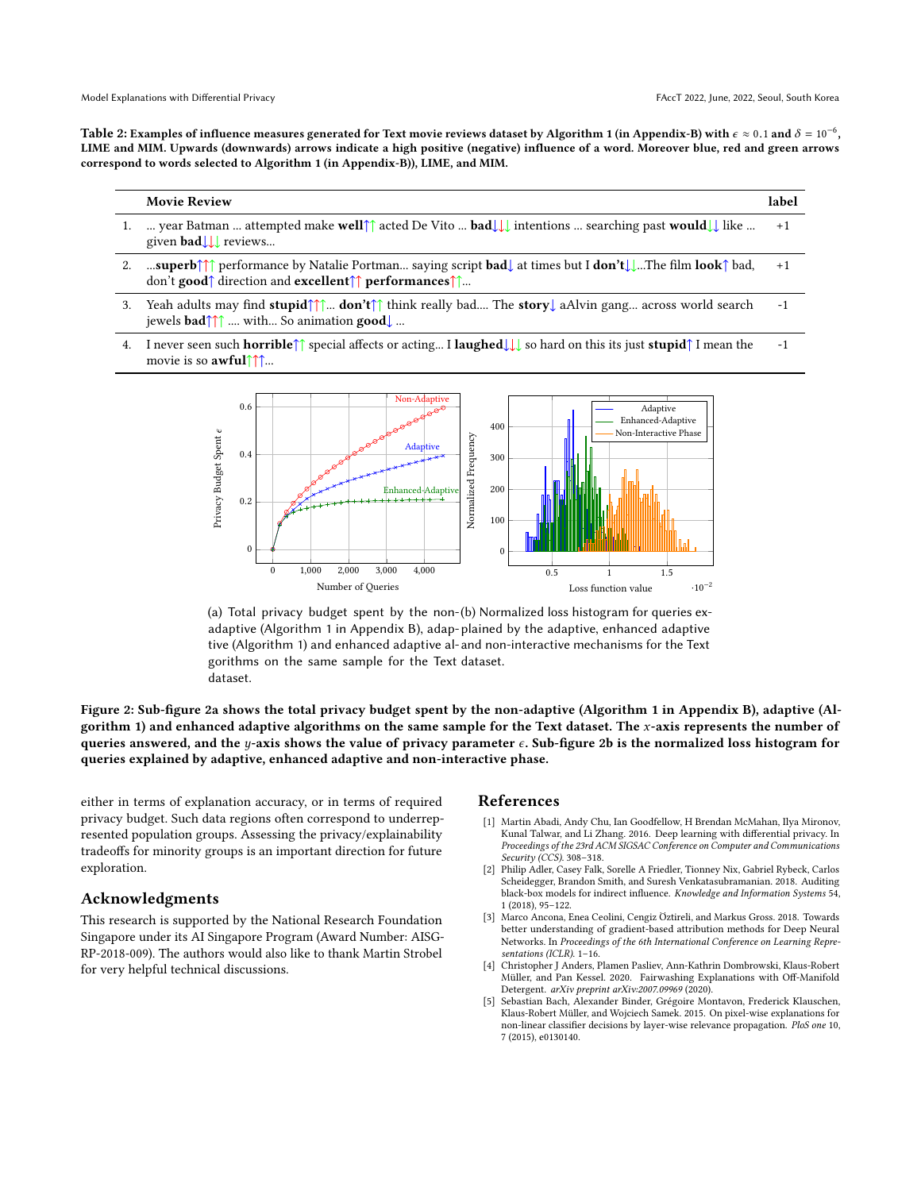**Table 2: Examples of influence measures generated for Text movie reviews dataset by Algorithm 1 (in Appendix-B) with $\epsilon \approx 0.1$ and $\delta = 10^{-6}$, LIME and MIM. Upwards (downwards) arrows indicate a high positive (negative) influence of a word. Moreover blue, red and green arrows correspond to words selected to Algorithm 1 (in Appendix-B)), LIME, and MIM.**

|  | Movie Review | label |
|---|---|---|
| 1. | ... year Batman ... attempted make **well**↑↑ acted De Vito ... **bad**↓↓↓ intentions ... searching past **would**↓↓ like ... given **bad**↓↓↓ reviews... | +1 |
| 2. | ...**superb**↑↑↑ performance by Natalie Portman... saying script **bad**↓ at times but I **don't**↓↓...The film **look**↑ bad, don't **good**↑ direction and **excellent**↑↑ **performances**↑↑... | +1 |
| 3. | Yeah adults may find **stupid**↑↑↑... **don't**↑↑ think really bad.... The **story**↓ aAlvin gang... across world search jewels **bad**↑↑↑ .... with... So animation **good**↓ ... | -1 |
| 4. | I never seen such **horrible**↑↑ special affects or acting... I **laughed**↓↓↓ so hard on this its just **stupid**↑ I mean the movie is so **awful**↑↑↑... | -1 |

(a) Total privacy budget spent by the non-adaptive (Algorithm 1 in Appendix B), adaptive (Algorithm 1) and enhanced adaptive algorithms on the same sample for the Text dataset.

(b) Normalized loss histogram for queries explained by the adaptive, enhanced adaptive and non-interactive mechanisms for the Text dataset.

**Figure 2: Sub-figure 2a shows the total privacy budget spent by the non-adaptive (Algorithm 1 in Appendix B), adaptive (Algorithm 1) and enhanced adaptive algorithms on the same sample for the Text dataset. The $x$-axis represents the number of queries answered, and the $y$-axis shows the value of privacy parameter $\epsilon$. Sub-figure 2b is the normalized loss histogram for queries explained by adaptive, enhanced adaptive and non-interactive phase.**

either in terms of explanation accuracy, or in terms of required privacy budget. Such data regions often correspond to underrepresented population groups. Assessing the privacy/explainability tradeoffs for minority groups is an important direction for future exploration.

## Acknowledgments

This research is supported by the National Research Foundation Singapore under its AI Singapore Program (Award Number: AISG-RP-2018-009). The authors would also like to thank Martin Strobel for very helpful technical discussions.

## References

[1] Martin Abadi, Andy Chu, Ian Goodfellow, H Brendan McMahan, Ilya Mironov, Kunal Talwar, and Li Zhang. 2016. Deep learning with differential privacy. In *Proceedings of the 23rd ACM SIGSAC Conference on Computer and Communications Security (CCS)*. 308–318.

[2] Philip Adler, Casey Falk, Sorelle A Friedler, Tionney Nix, Gabriel Rybeck, Carlos Scheidegger, Brandon Smith, and Suresh Venkatasubramanian. 2018. Auditing black-box models for indirect influence. *Knowledge and Information Systems* 54, 1 (2018), 95–122.

[3] Marco Ancona, Enea Ceolini, Cengiz Öztireli, and Markus Gross. 2018. Towards better understanding of gradient-based attribution methods for Deep Neural Networks. In *Proceedings of the 6th International Conference on Learning Representations (ICLR)*. 1–16.

[4] Christopher J Anders, Plamen Pasliev, Ann-Kathrin Dombrowski, Klaus-Robert Müller, and Pan Kessel. 2020. Fairwashing Explanations with Off-Manifold Detergent. *arXiv preprint arXiv:2007.09969* (2020).

[5] Sebastian Bach, Alexander Binder, Grégoire Montavon, Frederick Klauschen, Klaus-Robert Müller, and Wojciech Samek. 2015. On pixel-wise explanations for non-linear classifier decisions by layer-wise relevance propagation. *PloS one* 10, 7 (2015), e0130140.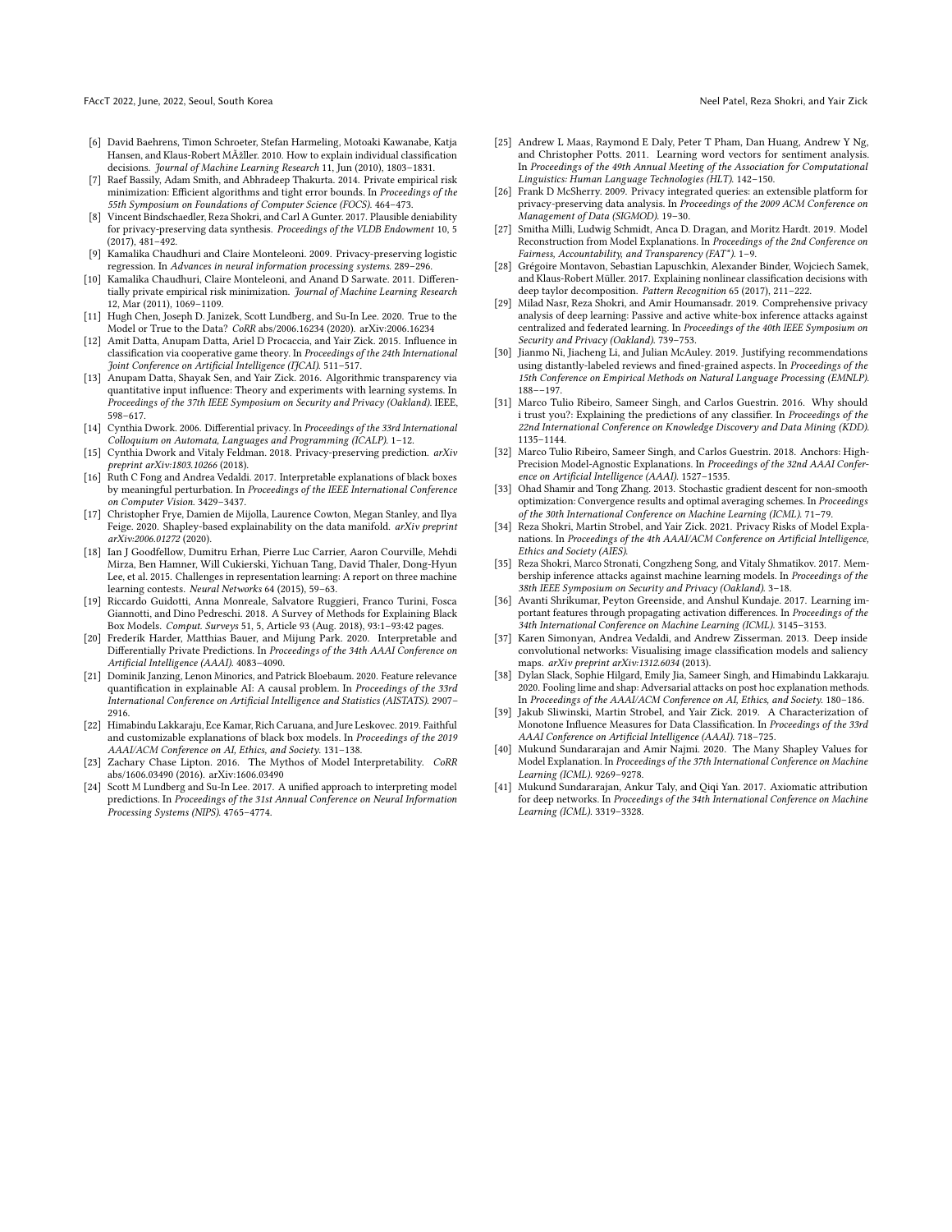[6] David Baehrens, Timon Schroeter, Stefan Harmeling, Motoaki Kawanabe, Katja Hansen, and Klaus-Robert MÃžller. 2010. How to explain individual classification decisions. *Journal of Machine Learning Research* 11, Jun (2010), 1803–1831.

[7] Raef Bassily, Adam Smith, and Abhradeep Thakurta. 2014. Private empirical risk minimization: Efficient algorithms and tight error bounds. In *Proceedings of the 55th Symposium on Foundations of Computer Science (FOCS)*. 464–473.

[8] Vincent Bindschaedler, Reza Shokri, and Carl A Gunter. 2017. Plausible deniability for privacy-preserving data synthesis. *Proceedings of the VLDB Endowment* 10, 5 (2017), 481–492.

[9] Kamalika Chaudhuri and Claire Monteleoni. 2009. Privacy-preserving logistic regression. In *Advances in neural information processing systems*. 289–296.

[10] Kamalika Chaudhuri, Claire Monteleoni, and Anand D Sarwate. 2011. Differentially private empirical risk minimization. *Journal of Machine Learning Research* 12, Mar (2011), 1069–1109.

[11] Hugh Chen, Joseph D. Janizek, Scott Lundberg, and Su-In Lee. 2020. True to the Model or True to the Data? *CoRR* abs/2006.16234 (2020). arXiv:2006.16234

[12] Amit Datta, Anupam Datta, Ariel D Procaccia, and Yair Zick. 2015. Influence in classification via cooperative game theory. In *Proceedings of the 24th International Joint Conference on Artificial Intelligence (IJCAI)*. 511–517.

[13] Anupam Datta, Shayak Sen, and Yair Zick. 2016. Algorithmic transparency via quantitative input influence: Theory and experiments with learning systems. In *Proceedings of the 37th IEEE Symposium on Security and Privacy (Oakland)*. IEEE, 598–617.

[14] Cynthia Dwork. 2006. Differential privacy. In *Proceedings of the 33rd International Colloquium on Automata, Languages and Programming (ICALP)*. 1–12.

[15] Cynthia Dwork and Vitaly Feldman. 2018. Privacy-preserving prediction. *arXiv preprint arXiv:1803.10266* (2018).

[16] Ruth C Fong and Andrea Vedaldi. 2017. Interpretable explanations of black boxes by meaningful perturbation. In *Proceedings of the IEEE International Conference on Computer Vision*. 3429–3437.

[17] Christopher Frye, Damien de Mijolla, Laurence Cowton, Megan Stanley, and Ilya Feige. 2020. Shapley-based explainability on the data manifold. *arXiv preprint arXiv:2006.01272* (2020).

[18] Ian J Goodfellow, Dumitru Erhan, Pierre Luc Carrier, Aaron Courville, Mehdi Mirza, Ben Hamner, Will Cukierski, Yichuan Tang, David Thaler, Dong-Hyun Lee, et al. 2015. Challenges in representation learning: A report on three machine learning contests. *Neural Networks* 64 (2015), 59–63.

[19] Riccardo Guidotti, Anna Monreale, Salvatore Ruggieri, Franco Turini, Fosca Giannotti, and Dino Pedreschi. 2018. A Survey of Methods for Explaining Black Box Models. *Comput. Surveys* 51, 5, Article 93 (Aug. 2018), 93:1–93:42 pages.

[20] Frederik Harder, Matthias Bauer, and Mijung Park. 2020. Interpretable and Differentially Private Predictions. In *Proceedings of the 34th AAAI Conference on Artificial Intelligence (AAAI)*. 4083–4090.

[21] Dominik Janzing, Lenon Minorics, and Patrick Bloebaum. 2020. Feature relevance quantification in explainable AI: A causal problem. In *Proceedings of the 33rd International Conference on Artificial Intelligence and Statistics (AISTATS)*. 2907–2916.

[22] Himabindu Lakkaraju, Ece Kamar, Rich Caruana, and Jure Leskovec. 2019. Faithful and customizable explanations of black box models. In *Proceedings of the 2019 AAAI/ACM Conference on AI, Ethics, and Society*. 131–138.

[23] Zachary Chase Lipton. 2016. The Mythos of Model Interpretability. *CoRR* abs/1606.03490 (2016). arXiv:1606.03490

[24] Scott M Lundberg and Su-In Lee. 2017. A unified approach to interpreting model predictions. In *Proceedings of the 31st Annual Conference on Neural Information Processing Systems (NIPS)*. 4765–4774.

[25] Andrew L Maas, Raymond E Daly, Peter T Pham, Dan Huang, Andrew Y Ng, and Christopher Potts. 2011. Learning word vectors for sentiment analysis. In *Proceedings of the 49th Annual Meeting of the Association for Computational Linguistics: Human Language Technologies (HLT)*. 142–150.

[26] Frank D McSherry. 2009. Privacy integrated queries: an extensible platform for privacy-preserving data analysis. In *Proceedings of the 2009 ACM Conference on Management of Data (SIGMOD)*. 19–30.

[27] Smitha Milli, Ludwig Schmidt, Anca D. Dragan, and Moritz Hardt. 2019. Model Reconstruction from Model Explanations. In *Proceedings of the 2nd Conference on Fairness, Accountability, and Transparency (FAT\*)*. 1–9.

[28] Grégoire Montavon, Sebastian Lapuschkin, Alexander Binder, Wojciech Samek, and Klaus-Robert Müller. 2017. Explaining nonlinear classification decisions with deep taylor decomposition. *Pattern Recognition* 65 (2017), 211–222.

[29] Milad Nasr, Reza Shokri, and Amir Houmansadr. 2019. Comprehensive privacy analysis of deep learning: Passive and active white-box inference attacks against centralized and federated learning. In *Proceedings of the 40th IEEE Symposium on Security and Privacy (Oakland)*. 739–753.

[30] Jianmo Ni, Jiacheng Li, and Julian McAuley. 2019. Justifying recommendations using distantly-labeled reviews and fined-grained aspects. In *Proceedings of the 15th Conference on Empirical Methods on Natural Language Processing (EMNLP)*. 188—197.

[31] Marco Tulio Ribeiro, Sameer Singh, and Carlos Guestrin. 2016. Why should i trust you?: Explaining the predictions of any classifier. In *Proceedings of the 22nd International Conference on Knowledge Discovery and Data Mining (KDD)*. 1135–1144.

[32] Marco Tulio Ribeiro, Sameer Singh, and Carlos Guestrin. 2018. Anchors: High-Precision Model-Agnostic Explanations. In *Proceedings of the 32nd AAAI Conference on Artificial Intelligence (AAAI)*. 1527–1535.

[33] Ohad Shamir and Tong Zhang. 2013. Stochastic gradient descent for non-smooth optimization: Convergence results and optimal averaging schemes. In *Proceedings of the 30th International Conference on Machine Learning (ICML)*. 71–79.

[34] Reza Shokri, Martin Strobel, and Yair Zick. 2021. Privacy Risks of Model Explanations. In *Proceedings of the 4th AAAI/ACM Conference on Artificial Intelligence, Ethics and Society (AIES)*.

[35] Reza Shokri, Marco Stronati, Congzheng Song, and Vitaly Shmatikov. 2017. Membership inference attacks against machine learning models. In *Proceedings of the 38th IEEE Symposium on Security and Privacy (Oakland)*. 3–18.

[36] Avanti Shrikumar, Peyton Greenside, and Anshul Kundaje. 2017. Learning important features through propagating activation differences. In *Proceedings of the 34th International Conference on Machine Learning (ICML)*. 3145–3153.

[37] Karen Simonyan, Andrea Vedaldi, and Andrew Zisserman. 2013. Deep inside convolutional networks: Visualising image classification models and saliency maps. *arXiv preprint arXiv:1312.6034* (2013).

[38] Dylan Slack, Sophie Hilgard, Emily Jia, Sameer Singh, and Himabindu Lakkaraju. 2020. Fooling lime and shap: Adversarial attacks on post hoc explanation methods. In *Proceedings of the AAAI/ACM Conference on AI, Ethics, and Society*. 180–186.

[39] Jakub Sliwinski, Martin Strobel, and Yair Zick. 2019. A Characterization of Monotone Influence Measures for Data Classification. In *Proceedings of the 33rd AAAI Conference on Artificial Intelligence (AAAI)*. 718–725.

[40] Mukund Sundararajan and Amir Najmi. 2020. The Many Shapley Values for Model Explanation. In *Proceedings of the 37th International Conference on Machine Learning (ICML)*. 9269–9278.

[41] Mukund Sundararajan, Ankur Taly, and Qiqi Yan. 2017. Axiomatic attribution for deep networks. In *Proceedings of the 34th International Conference on Machine Learning (ICML)*. 3319–3328.